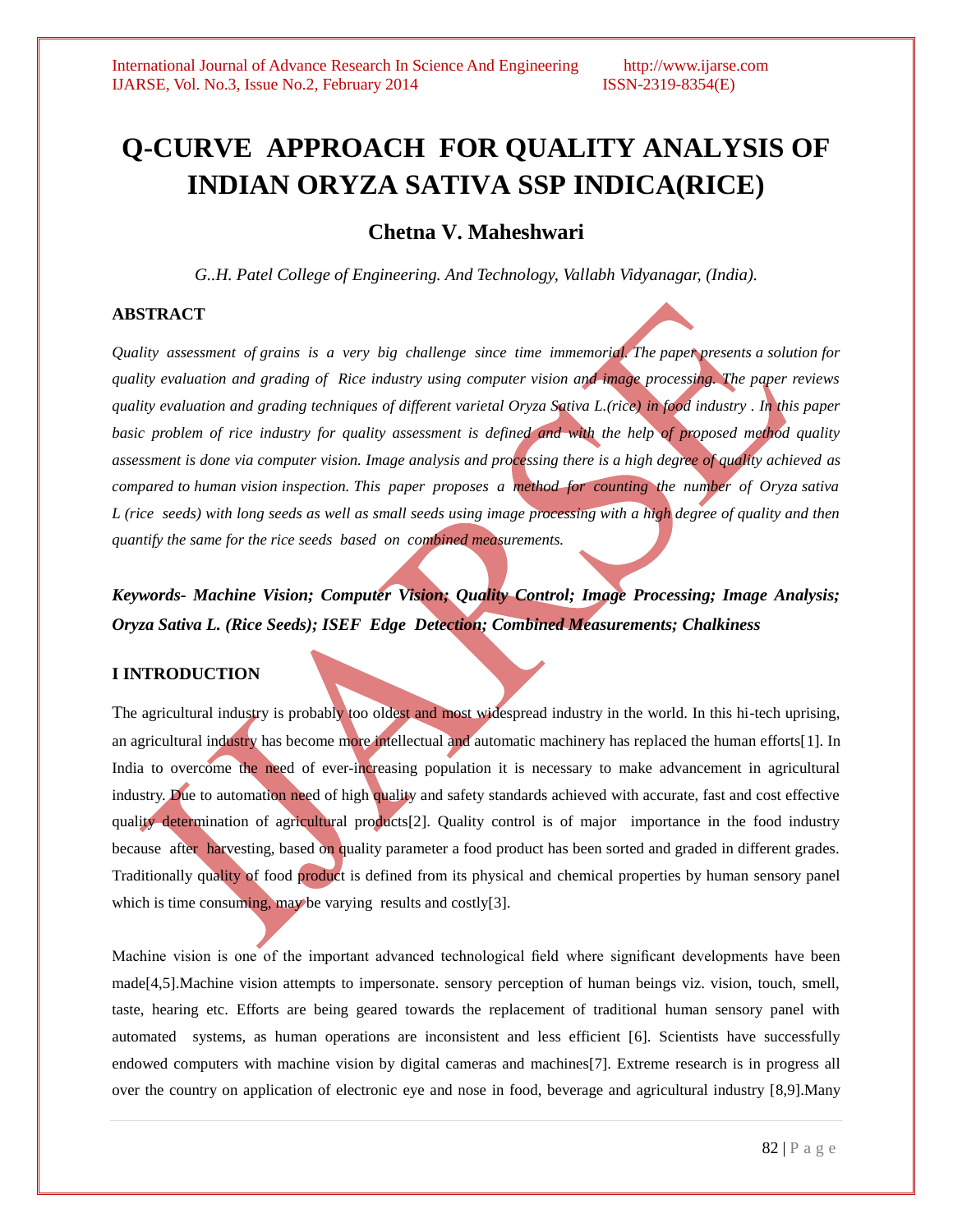# Q-CURVE APPROACH FOR QUALITY ANALYSIS OF INDIAN ORYZA SATIVA SSP INDICA(RICE)

## Chetna V. Maheshwari

*G..H. Patel College of Engineering. And Technology, Vallabh Vidyanagar, (India).*

### ABSTRACT

*Quality assessment of grains is a very big challenge since time immemorial. The paper presents a solution for quality evaluation and grading of Rice industry using computer vision and image processing. The paper reviews quality evaluation and grading techniques of different varietal Oryza Sativa L.(rice) in food industry . In this paper basic problem of rice industry for quality assessment is defined and with the help of proposed method quality assessment is done via computer vision. Image analysis and processing there is a high degree of quality achieved as compared to human vision inspection. This paper proposes a method for counting the number of Oryza sativa L (rice seeds) with long seeds as well as small seeds using image processing with a high degree of quality and then quantify the same for the rice seeds based on combined measurements.*

***Keywords- Machine Vision; Computer Vision; Quality Control; Image Processing; Image Analysis; Oryza Sativa L. (Rice Seeds); ISEF Edge Detection; Combined Measurements; Chalkiness***

### I INTRODUCTION

The agricultural industry is probably too oldest and most widespread industry in the world. In this hi-tech uprising, an agricultural industry has become more intellectual and automatic machinery has replaced the human efforts[1]. In India to overcome the need of ever-increasing population it is necessary to make advancement in agricultural industry. Due to automation need of high quality and safety standards achieved with accurate, fast and cost effective quality determination of agricultural products[2]. Quality control is of major importance in the food industry because after harvesting, based on quality parameter a food product has been sorted and graded in different grades. Traditionally quality of food product is defined from its physical and chemical properties by human sensory panel which is time consuming, may be varying results and costly[3].

Machine vision is one of the important advanced technological field where significant developments have been made[4,5].Machine vision attempts to impersonate. sensory perception of human beings viz. vision, touch, smell, taste, hearing etc. Efforts are being geared towards the replacement of traditional human sensory panel with automated systems, as human operations are inconsistent and less efficient [6]. Scientists have successfully endowed computers with machine vision by digital cameras and machines[7]. Extreme research is in progress all over the country on application of electronic eye and nose in food, beverage and agricultural industry [8,9].Many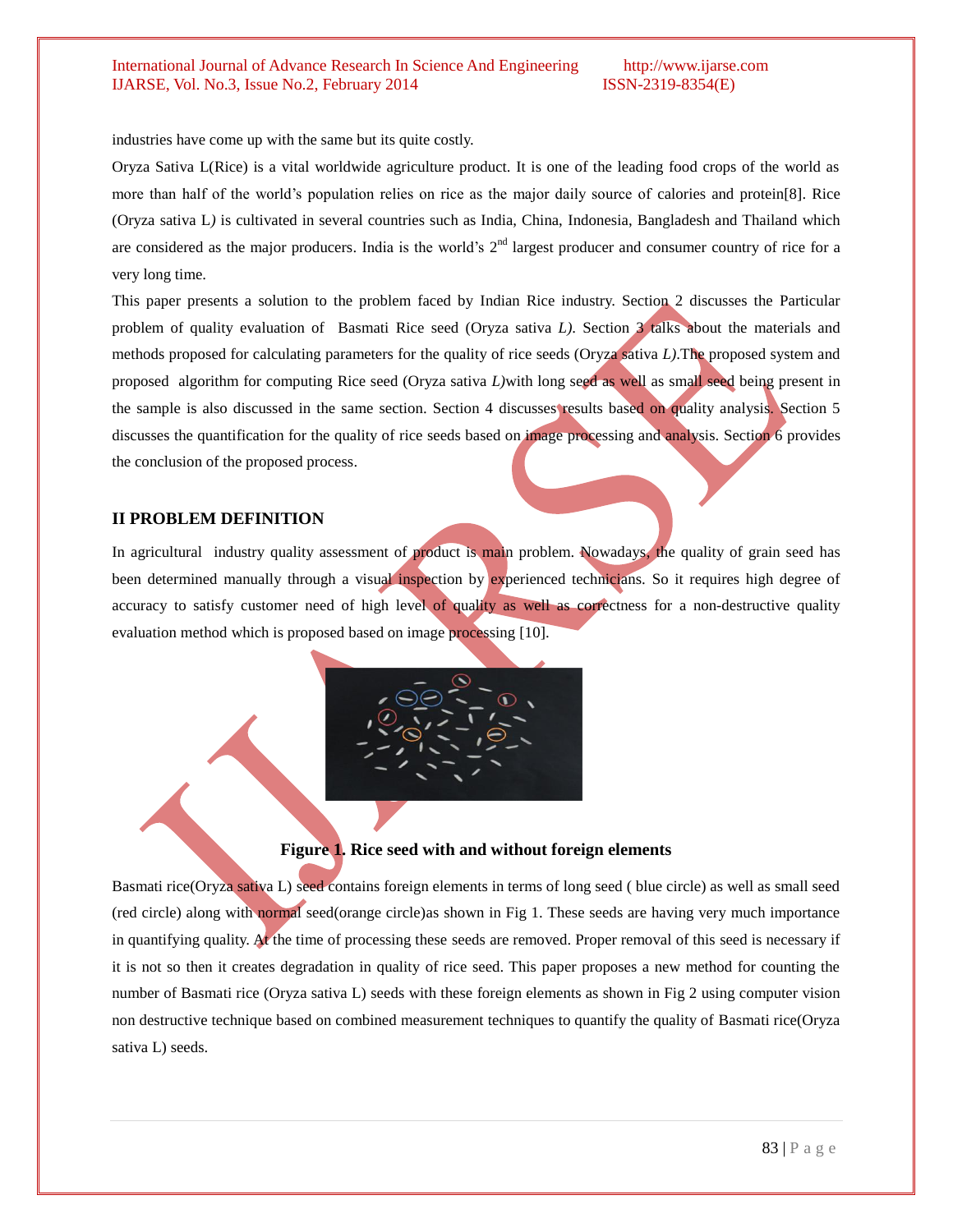industries have come up with the same but its quite costly.

Oryza Sativa L(Rice) is a vital worldwide agriculture product. It is one of the leading food crops of the world as more than half of the world's population relies on rice as the major daily source of calories and protein[8]. Rice (Oryza sativa L*)* is cultivated in several countries such as India, China, Indonesia, Bangladesh and Thailand which are considered as the major producers. India is the world's 2[nd] largest producer and consumer country of rice for a very long time.

This paper presents a solution to the problem faced by Indian Rice industry. Section 2 discusses the Particular problem of quality evaluation of Basmati Rice seed (Oryza sativa *L).* Section 3 talks about the materials and methods proposed for calculating parameters for the quality of rice seeds (Oryza sativa *L).*The proposed system and proposed algorithm for computing Rice seed (Oryza sativa *L)*with long seed as well as small seed being present in the sample is also discussed in the same section. Section 4 discusses results based on quality analysis. Section 5 discusses the quantification for the quality of rice seeds based on image processing and analysis. Section 6 provides the conclusion of the proposed process.

## II PROBLEM DEFINITION

In agricultural industry quality assessment of product is main problem. Nowadays, the quality of grain seed has been determined manually through a visual inspection by experienced technicians. So it requires high degree of accuracy to satisfy customer need of high level of quality as well as correctness for a non-destructive quality evaluation method which is proposed based on image processing [10].

**Figure 1. Rice seed with and without foreign elements**

Basmati rice(Oryza sativa L) seed contains foreign elements in terms of long seed ( blue circle) as well as small seed (red circle) along with normal seed(orange circle)as shown in Fig 1. These seeds are having very much importance in quantifying quality. At the time of processing these seeds are removed. Proper removal of this seed is necessary if it is not so then it creates degradation in quality of rice seed. This paper proposes a new method for counting the number of Basmati rice (Oryza sativa L) seeds with these foreign elements as shown in Fig 2 using computer vision non destructive technique based on combined measurement techniques to quantify the quality of Basmati rice(Oryza sativa L) seeds.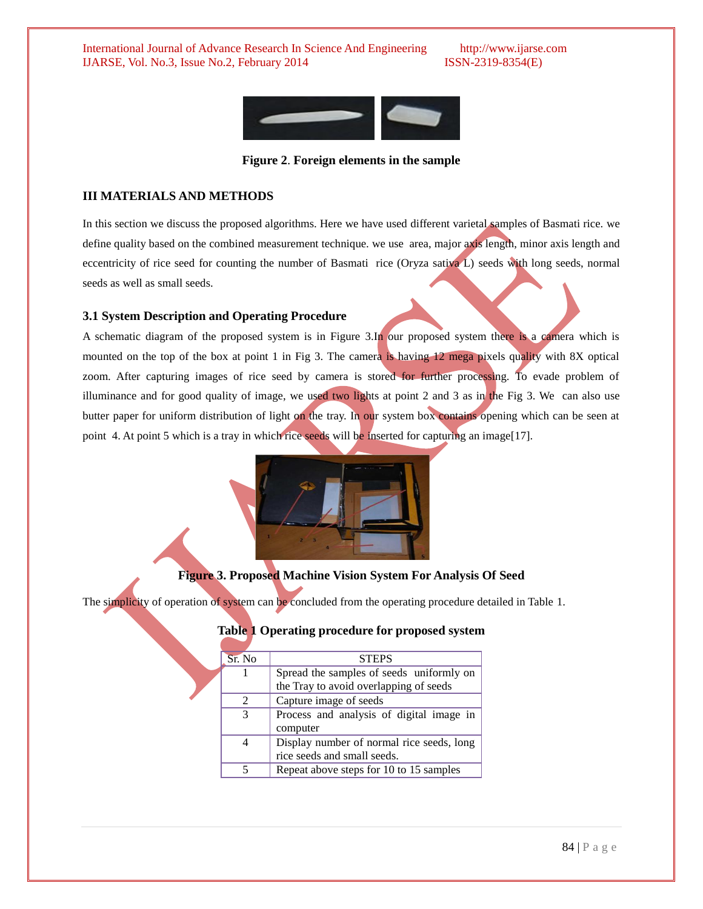**Figure 2**. **Foreign elements in the sample**

## III MATERIALS AND METHODS

In this section we discuss the proposed algorithms. Here we have used different varietal samples of Basmati rice. we define quality based on the combined measurement technique. we use area, major axis length, minor axis length and eccentricity of rice seed for counting the number of Basmati rice (Oryza sativa L) seeds with long seeds, normal seeds as well as small seeds.

### 3.1 System Description and Operating Procedure

A schematic diagram of the proposed system is in Figure 3.In our proposed system there is a camera which is mounted on the top of the box at point 1 in Fig 3. The camera is having 12 mega pixels quality with 8X optical zoom. After capturing images of rice seed by camera is stored for further processing. To evade problem of illuminance and for good quality of image, we used two lights at point 2 and 3 as in the Fig 3. We can also use butter paper for uniform distribution of light on the tray. In our system box contains opening which can be seen at point 4. At point 5 which is a tray in which rice seeds will be inserted for capturing an image[17].

**Figure 3. Proposed Machine Vision System For Analysis Of Seed**

The simplicity of operation of system can be concluded from the operating procedure detailed in Table 1.

**Table 1 Operating procedure for proposed system**

| Sr. No | STEPS |
|---|---|
| 1 | Spread the samples of seeds uniformly on the Tray to avoid overlapping of seeds |
| 2 | Capture image of seeds |
| 3 | Process and analysis of digital image in computer |
| 4 | Display number of normal rice seeds, long rice seeds and small seeds. |
| 5 | Repeat above steps for 10 to 15 samples |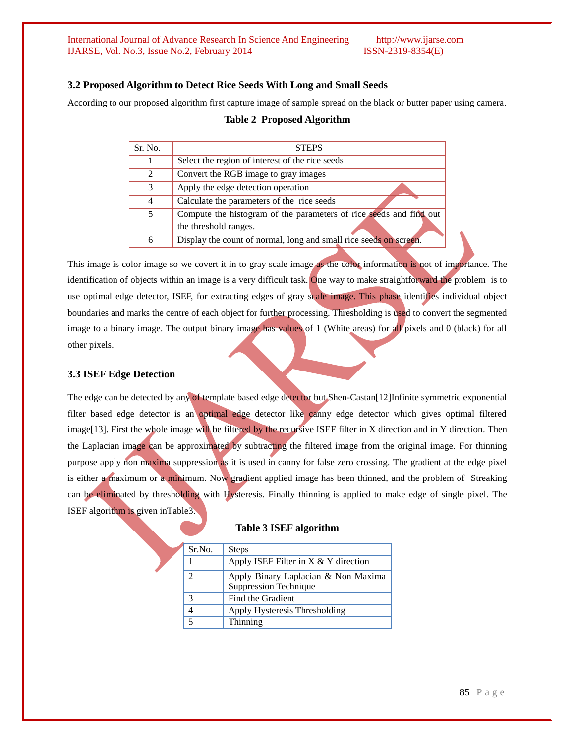### 3.2 Proposed Algorithm to Detect Rice Seeds With Long and Small Seeds

According to our proposed algorithm first capture image of sample spread on the black or butter paper using camera.

**Table 2 Proposed Algorithm**

| Sr. No. | STEPS |
|---|---|
| 1 | Select the region of interest of the rice seeds |
| 2 | Convert the RGB image to gray images |
| 3 | Apply the edge detection operation |
| 4 | Calculate the parameters of the rice seeds |
| 5 | Compute the histogram of the parameters of rice seeds and find out the threshold ranges. |
| 6 | Display the count of normal, long and small rice seeds on screen. |

This image is color image so we covert it in to gray scale image as the color information is not of importance. The identification of objects within an image is a very difficult task. One way to make straightforward the problem is to use optimal edge detector, ISEF, for extracting edges of gray scale image. This phase identifies individual object boundaries and marks the centre of each object for further processing. Thresholding is used to convert the segmented image to a binary image. The output binary image has values of 1 (White areas) for all pixels and 0 (black) for all other pixels.

### 3.3 ISEF Edge Detection

The edge can be detected by any of template based edge detector but Shen-Castan[12]Infinite symmetric exponential filter based edge detector is an optimal edge detector like canny edge detector which gives optimal filtered image[13]. First the whole image will be filtered by the recursive ISEF filter in X direction and in Y direction. Then the Laplacian image can be approximated by subtracting the filtered image from the original image. For thinning purpose apply non maxima suppression as it is used in canny for false zero crossing. The gradient at the edge pixel is either a maximum or a minimum. Now gradient applied image has been thinned, and the problem of Streaking can be eliminated by thresholding with Hysteresis. Finally thinning is applied to make edge of single pixel. The ISEF algorithm is given inTable3.

**Table 3 ISEF algorithm**

| Sr.No. | Steps |
|---|---|
| 1 | Apply ISEF Filter in X & Y direction |
| 2 | Apply Binary Laplacian & Non Maxima Suppression Technique |
| 3 | Find the Gradient |
| 4 | Apply Hysteresis Thresholding |
| 5 | Thinning |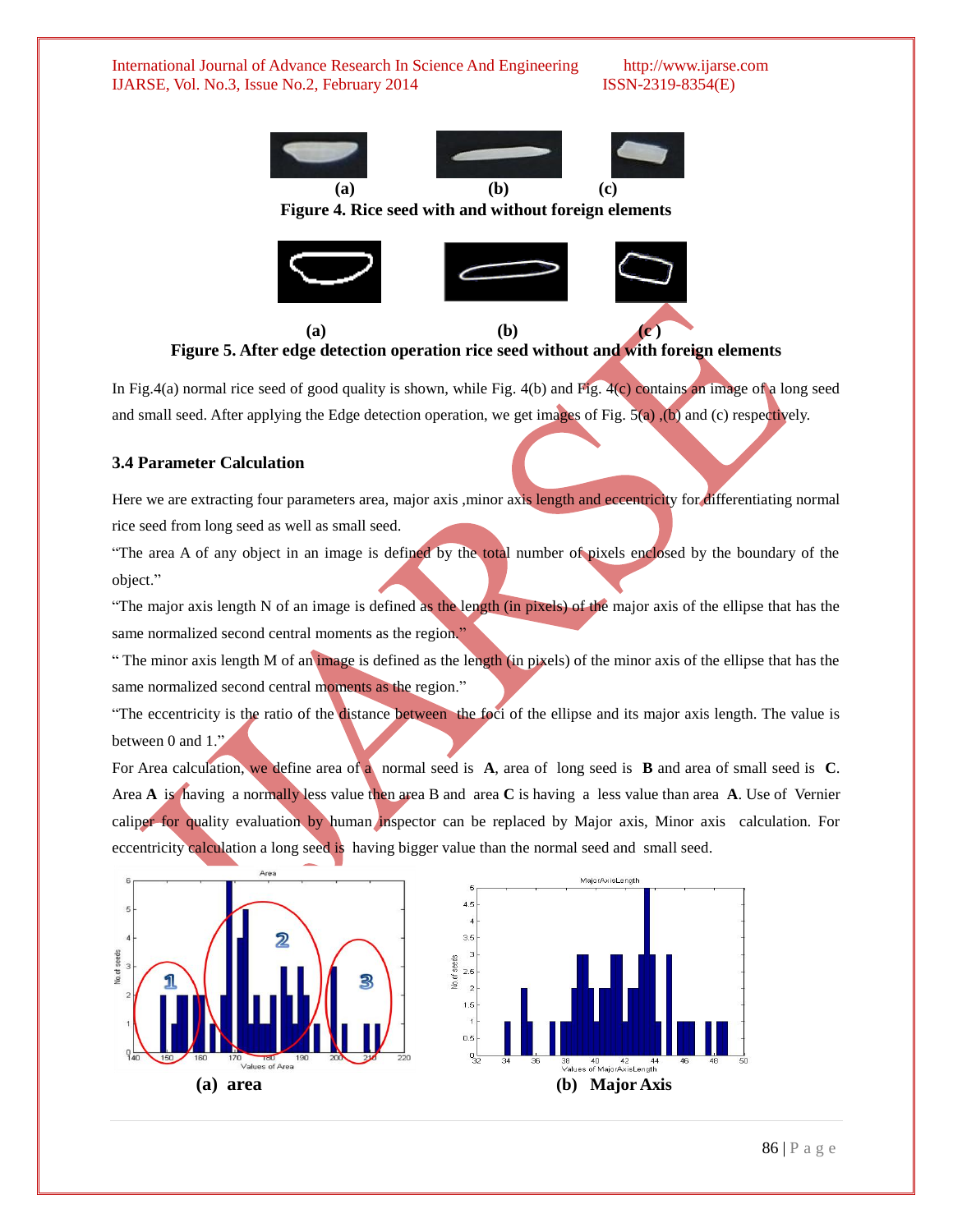(a) (b) (c)

**Figure 4. Rice seed with and without foreign elements**

(a) (b) (c )

**Figure 5. After edge detection operation rice seed without and with foreign elements**

In Fig.4(a) normal rice seed of good quality is shown, while Fig. 4(b) and Fig. 4(c) contains an image of a long seed and small seed. After applying the Edge detection operation, we get images of Fig. 5(a) ,(b) and (c) respectively.

### 3.4 Parameter Calculation

Here we are extracting four parameters area, major axis ,minor axis length and eccentricity for differentiating normal rice seed from long seed as well as small seed.

"The area A of any object in an image is defined by the total number of pixels enclosed by the boundary of the object."

"The major axis length N of an image is defined as the length (in pixels) of the major axis of the ellipse that has the same normalized second central moments as the region."

" The minor axis length M of an image is defined as the length (in pixels) of the minor axis of the ellipse that has the same normalized second central moments as the region."

"The eccentricity is the ratio of the distance between the foci of the ellipse and its major axis length. The value is between 0 and 1."

For Area calculation, we define area of a normal seed is **A**, area of long seed is **B** and area of small seed is **C**. Area **A** is having a normally less value then area B and area **C** is having a less value than area **A**. Use of Vernier caliper for quality evaluation by human inspector can be replaced by Major axis, Minor axis calculation. For eccentricity calculation a long seed is having bigger value than the normal seed and small seed.

**(a) area** **(b) Major Axis**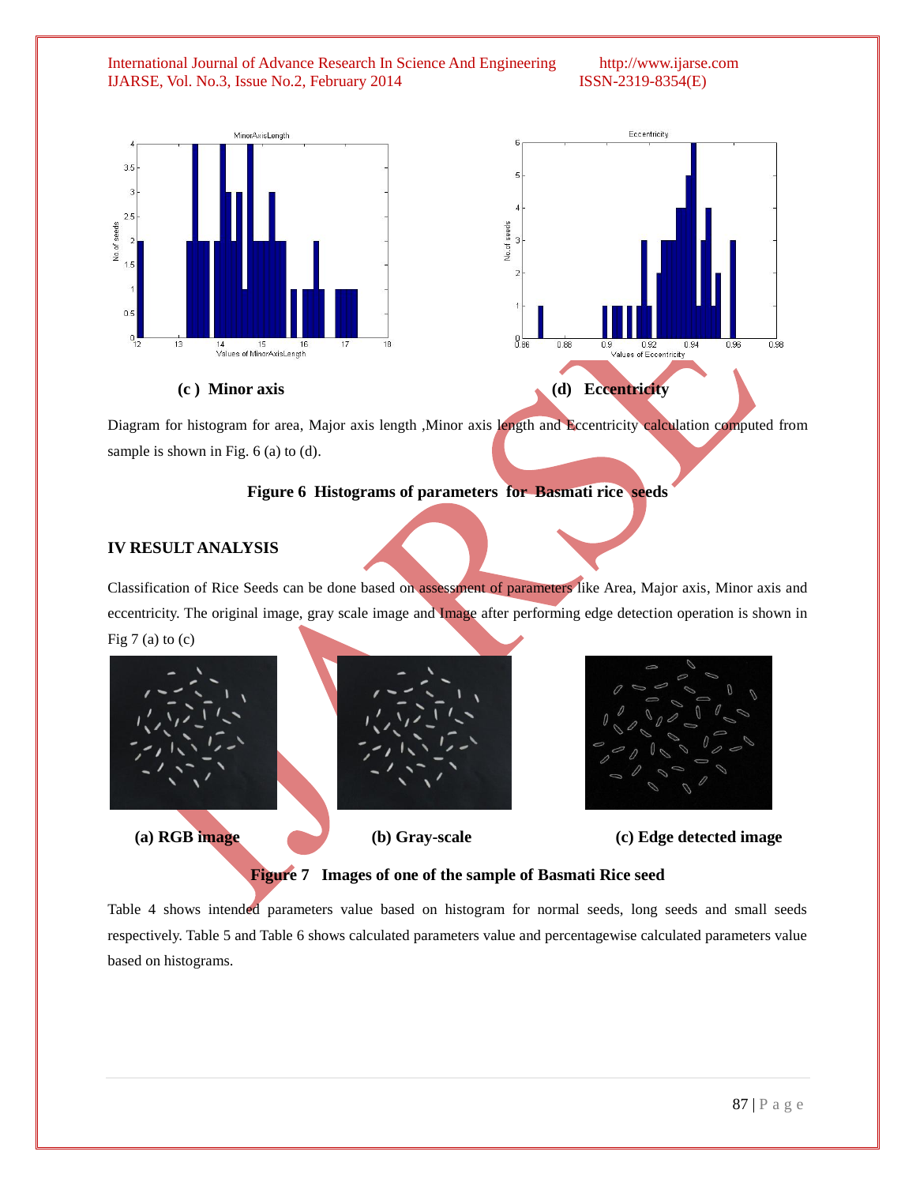(c ) Minor axis

(d) Eccentricity

Diagram for histogram for area, Major axis length ,Minor axis length and Eccentricity calculation computed from sample is shown in Fig. 6 (a) to (d).

**Figure 6 Histograms of parameters for Basmati rice seeds**

## IV RESULT ANALYSIS

Classification of Rice Seeds can be done based on assessment of parameters like Area, Major axis, Minor axis and eccentricity. The original image, gray scale image and Image after performing edge detection operation is shown in Fig 7 (a) to (c)

**(a) RGB image** **(b) Gray-scale** **(c) Edge detected image**

**Figure 7 Images of one of the sample of Basmati Rice seed**

Table 4 shows intended parameters value based on histogram for normal seeds, long seeds and small seeds respectively. Table 5 and Table 6 shows calculated parameters value and percentagewise calculated parameters value based on histograms.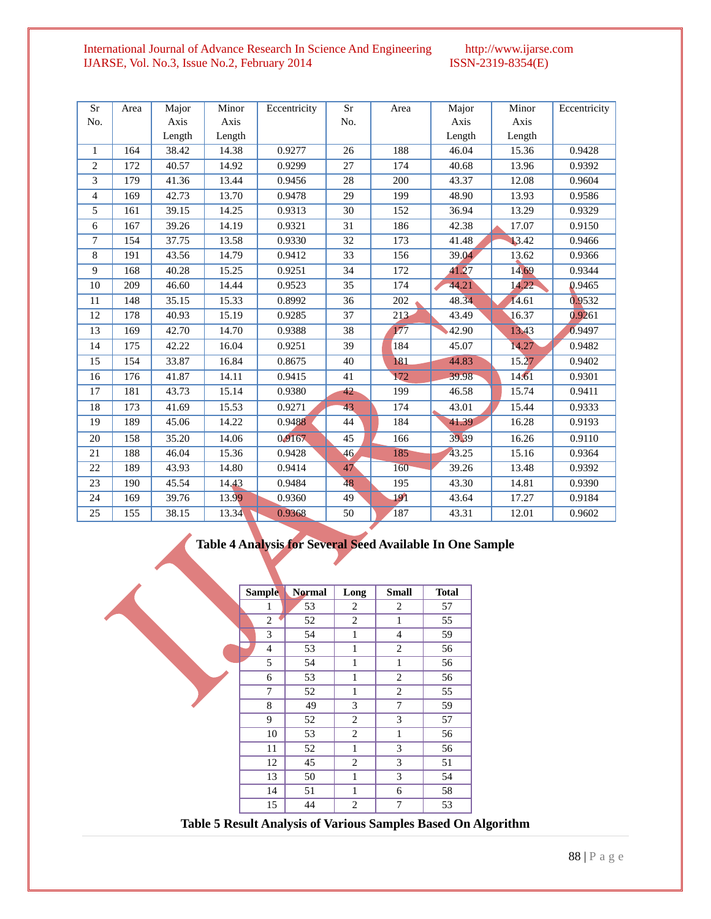| Sr No. | Area | Major Axis Length | Minor Axis Length | Eccentricity | Sr No. | Area | Major Axis Length | Minor Axis Length | Eccentricity |
|---|---|---|---|---|---|---|---|---|---|
| 1 | 164 | 38.42 | 14.38 | 0.9277 | 26 | 188 | 46.04 | 15.36 | 0.9428 |
| 2 | 172 | 40.57 | 14.92 | 0.9299 | 27 | 174 | 40.68 | 13.96 | 0.9392 |
| 3 | 179 | 41.36 | 13.44 | 0.9456 | 28 | 200 | 43.37 | 12.08 | 0.9604 |
| 4 | 169 | 42.73 | 13.70 | 0.9478 | 29 | 199 | 48.90 | 13.93 | 0.9586 |
| 5 | 161 | 39.15 | 14.25 | 0.9313 | 30 | 152 | 36.94 | 13.29 | 0.9329 |
| 6 | 167 | 39.26 | 14.19 | 0.9321 | 31 | 186 | 42.38 | 17.07 | 0.9150 |
| 7 | 154 | 37.75 | 13.58 | 0.9330 | 32 | 173 | 41.48 | 13.42 | 0.9466 |
| 8 | 191 | 43.56 | 14.79 | 0.9412 | 33 | 156 | 39.04 | 13.62 | 0.9366 |
| 9 | 168 | 40.28 | 15.25 | 0.9251 | 34 | 172 | 41.27 | 14.69 | 0.9344 |
| 10 | 209 | 46.60 | 14.44 | 0.9523 | 35 | 174 | 44.21 | 14.22 | 0.9465 |
| 11 | 148 | 35.15 | 15.33 | 0.8992 | 36 | 202 | 48.34 | 14.61 | 0.9532 |
| 12 | 178 | 40.93 | 15.19 | 0.9285 | 37 | 213 | 43.49 | 16.37 | 0.9261 |
| 13 | 169 | 42.70 | 14.70 | 0.9388 | 38 | 177 | 42.90 | 13.43 | 0.9497 |
| 14 | 175 | 42.22 | 16.04 | 0.9251 | 39 | 184 | 45.07 | 14.27 | 0.9482 |
| 15 | 154 | 33.87 | 16.84 | 0.8675 | 40 | 181 | 44.83 | 15.27 | 0.9402 |
| 16 | 176 | 41.87 | 14.11 | 0.9415 | 41 | 172 | 39.98 | 14.61 | 0.9301 |
| 17 | 181 | 43.73 | 15.14 | 0.9380 | 42 | 199 | 46.58 | 15.74 | 0.9411 |
| 18 | 173 | 41.69 | 15.53 | 0.9271 | 43 | 174 | 43.01 | 15.44 | 0.9333 |
| 19 | 189 | 45.06 | 14.22 | 0.9488 | 44 | 184 | 41.39 | 16.28 | 0.9193 |
| 20 | 158 | 35.20 | 14.06 | 0.9167 | 45 | 166 | 39.39 | 16.26 | 0.9110 |
| 21 | 188 | 46.04 | 15.36 | 0.9428 | 46 | 185 | 43.25 | 15.16 | 0.9364 |
| 22 | 189 | 43.93 | 14.80 | 0.9414 | 47 | 160 | 39.26 | 13.48 | 0.9392 |
| 23 | 190 | 45.54 | 14.43 | 0.9484 | 48 | 195 | 43.30 | 14.81 | 0.9390 |
| 24 | 169 | 39.76 | 13.99 | 0.9360 | 49 | 191 | 43.64 | 17.27 | 0.9184 |
| 25 | 155 | 38.15 | 13.34 | 0.9368 | 50 | 187 | 43.31 | 12.01 | 0.9602 |

**Table 4 Analysis for Several Seed Available In One Sample**

| Sample | Normal | Long | Small | Total |
|---|---|---|---|---|
| 1 | 53 | 2 | 2 | 57 |
| 2 | 52 | 2 | 1 | 55 |
| 3 | 54 | 1 | 4 | 59 |
| 4 | 53 | 1 | 2 | 56 |
| 5 | 54 | 1 | 1 | 56 |
| 6 | 53 | 1 | 2 | 56 |
| 7 | 52 | 1 | 2 | 55 |
| 8 | 49 | 3 | 7 | 59 |
| 9 | 52 | 2 | 3 | 57 |
| 10 | 53 | 2 | 1 | 56 |
| 11 | 52 | 1 | 3 | 56 |
| 12 | 45 | 2 | 3 | 51 |
| 13 | 50 | 1 | 3 | 54 |
| 14 | 51 | 1 | 6 | 58 |
| 15 | 44 | 2 | 7 | 53 |

**Table 5 Result Analysis of Various Samples Based On Algorithm**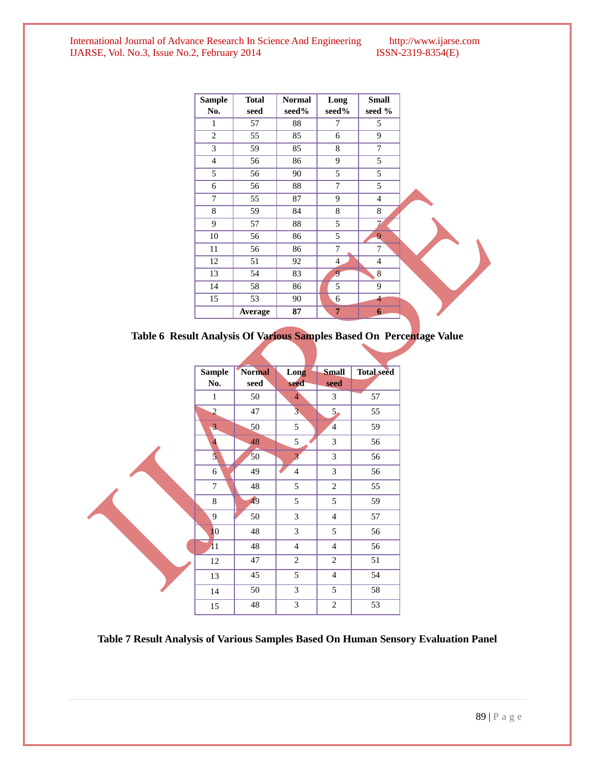| Sample No. | Total seed | Normal seed% | Long seed% | Small seed % |
|---|---|---|---|---|
| 1 | 57 | 88 | 7 | 5 |
| 2 | 55 | 85 | 6 | 9 |
| 3 | 59 | 85 | 8 | 7 |
| 4 | 56 | 86 | 9 | 5 |
| 5 | 56 | 90 | 5 | 5 |
| 6 | 56 | 88 | 7 | 5 |
| 7 | 55 | 87 | 9 | 4 |
| 8 | 59 | 84 | 8 | 8 |
| 9 | 57 | 88 | 5 | 7 |
| 10 | 56 | 86 | 5 | 9 |
| 11 | 56 | 86 | 7 | 7 |
| 12 | 51 | 92 | 4 | 4 |
| 13 | 54 | 83 | 9 | 8 |
| 14 | 58 | 86 | 5 | 9 |
| 15 | 53 | 90 | 6 | 4 |
| | **Average** | **87** | **7** | **6** |

**Table 6 Result Analysis Of Various Samples Based On Percentage Value**

| Sample No. | Normal seed | Long seed | Small seed | Total seed |
|---|---|---|---|---|
| 1 | 50 | 4 | 3 | 57 |
| 2 | 47 | 3 | 5 | 55 |
| 3 | 50 | 5 | 4 | 59 |
| 4 | 48 | 5 | 3 | 56 |
| 5 | 50 | 3 | 3 | 56 |
| 6 | 49 | 4 | 3 | 56 |
| 7 | 48 | 5 | 2 | 55 |
| 8 | 49 | 5 | 5 | 59 |
| 9 | 50 | 3 | 4 | 57 |
| 10 | 48 | 3 | 5 | 56 |
| 11 | 48 | 4 | 4 | 56 |
| 12 | 47 | 2 | 2 | 51 |
| 13 | 45 | 5 | 4 | 54 |
| 14 | 50 | 3 | 5 | 58 |
| 15 | 48 | 3 | 2 | 53 |

**Table 7 Result Analysis of Various Samples Based On Human Sensory Evaluation Panel**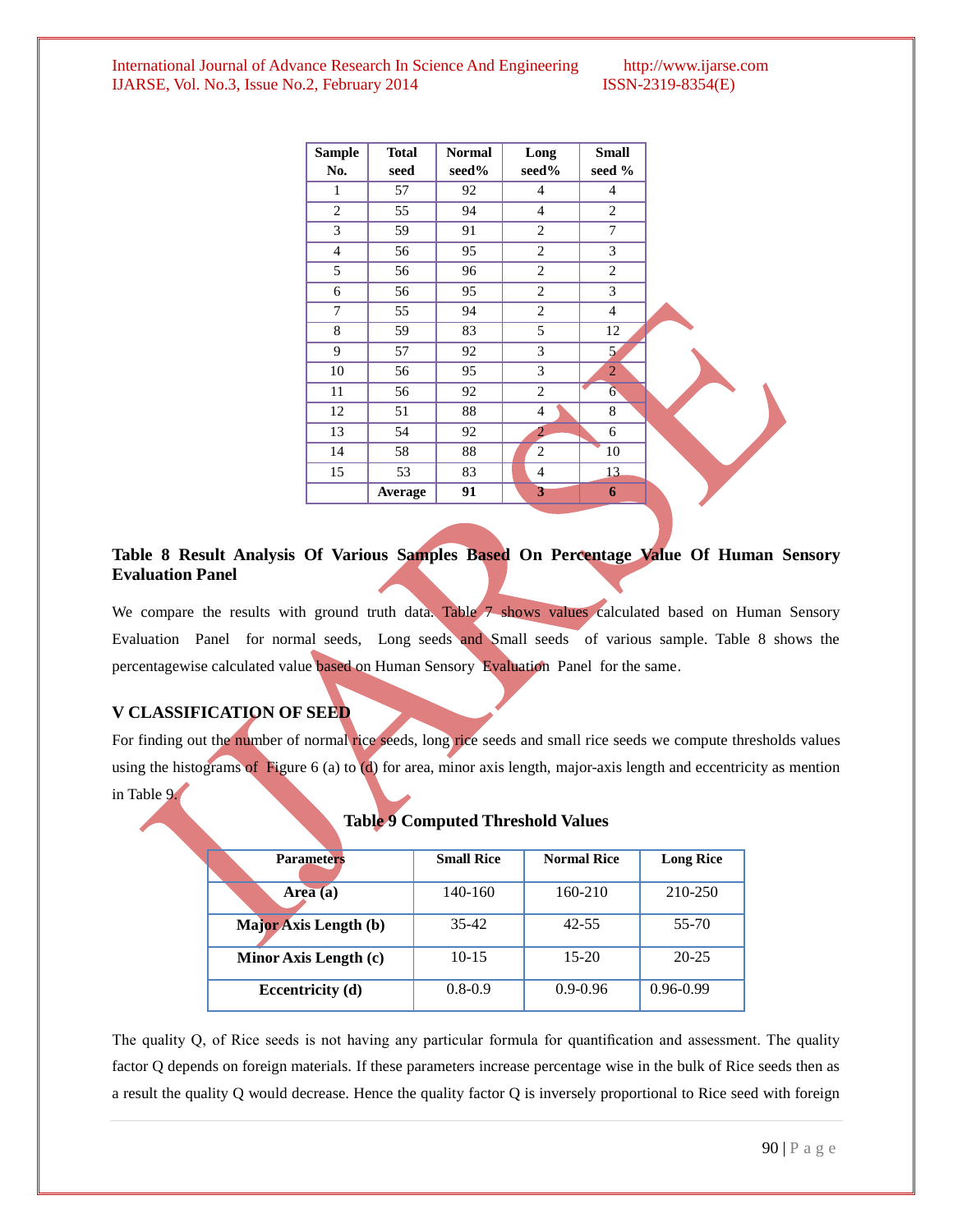| Sample No. | Total seed | Normal seed% | Long seed% | Small seed % |
|---|---|---|---|---|
| 1 | 57 | 92 | 4 | 4 |
| 2 | 55 | 94 | 4 | 2 |
| 3 | 59 | 91 | 2 | 7 |
| 4 | 56 | 95 | 2 | 3 |
| 5 | 56 | 96 | 2 | 2 |
| 6 | 56 | 95 | 2 | 3 |
| 7 | 55 | 94 | 2 | 4 |
| 8 | 59 | 83 | 5 | 12 |
| 9 | 57 | 92 | 3 | 5 |
| 10 | 56 | 95 | 3 | 2 |
| 11 | 56 | 92 | 2 | 6 |
| 12 | 51 | 88 | 4 | 8 |
| 13 | 54 | 92 | 2 | 6 |
| 14 | 58 | 88 | 2 | 10 |
| 15 | 53 | 83 | 4 | 13 |
| | **Average** | **91** | **3** | **6** |

**Table 8 Result Analysis Of Various Samples Based On Percentage Value Of Human Sensory Evaluation Panel**

We compare the results with ground truth data. Table 7 shows values calculated based on Human Sensory Evaluation Panel for normal seeds, Long seeds and Small seeds of various sample. Table 8 shows the percentagewise calculated value based on Human Sensory Evaluation Panel for the same.

## V CLASSIFICATION OF SEED

For finding out the number of normal rice seeds, long rice seeds and small rice seeds we compute thresholds values using the histograms of Figure 6 (a) to (d) for area, minor axis length, major-axis length and eccentricity as mention in Table 9.

**Table 9 Computed Threshold Values**

| Parameters | Small Rice | Normal Rice | Long Rice |
|---|---|---|---|
| **Area (a)** | 140-160 | 160-210 | 210-250 |
| **Major Axis Length (b)** | 35-42 | 42-55 | 55-70 |
| **Minor Axis Length (c)** | 10-15 | 15-20 | 20-25 |
| **Eccentricity (d)** | 0.8-0.9 | 0.9-0.96 | 0.96-0.99 |

The quality Q, of Rice seeds is not having any particular formula for quantification and assessment. The quality factor Q depends on foreign materials. If these parameters increase percentage wise in the bulk of Rice seeds then as a result the quality Q would decrease. Hence the quality factor Q is inversely proportional to Rice seed with foreign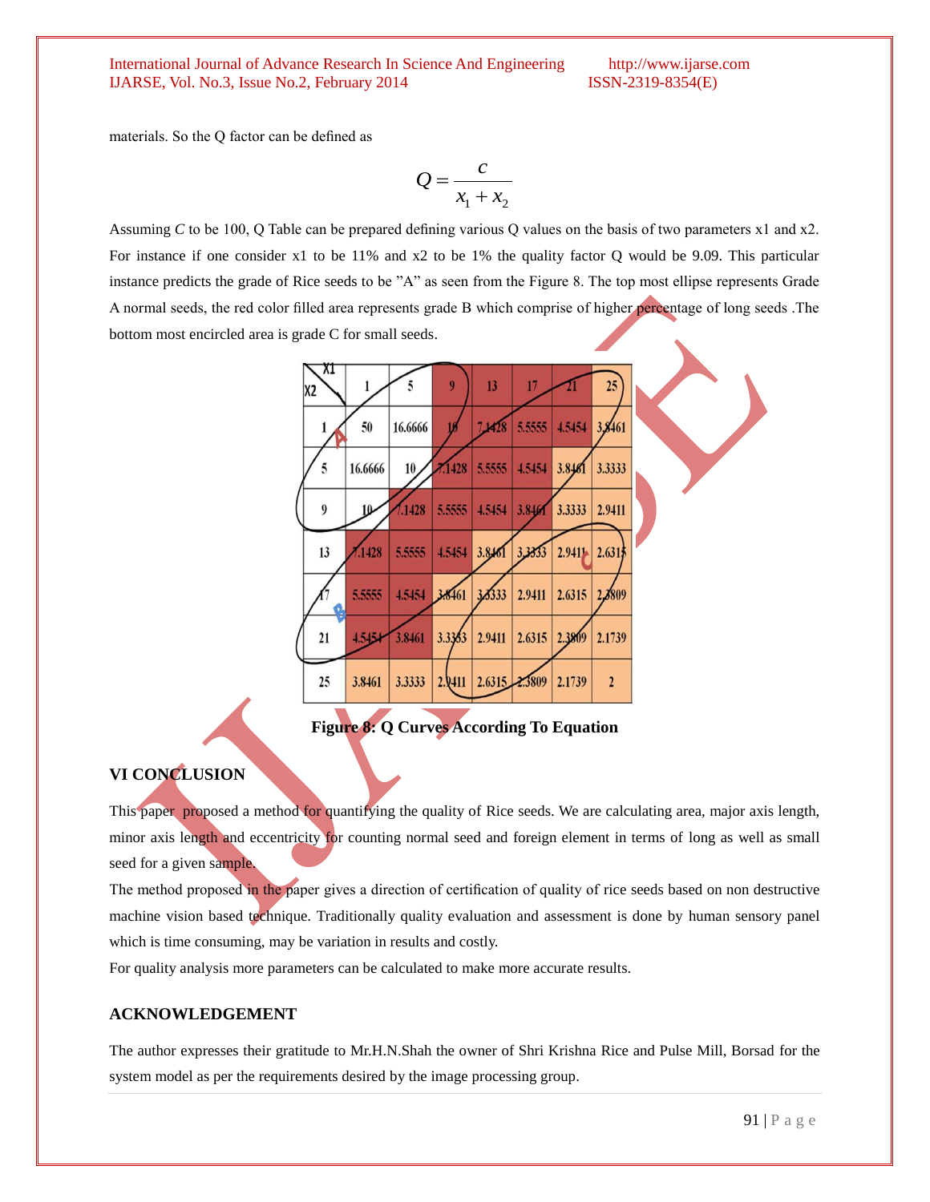materials. So the Q factor can be defined as

$$Q = \frac{c}{x_1 + x_2}$$

Assuming *C* to be 100, Q Table can be prepared defining various Q values on the basis of two parameters x1 and x2. For instance if one consider x1 to be 11% and x2 to be 1% the quality factor Q would be 9.09. This particular instance predicts the grade of Rice seeds to be "A" as seen from the Figure 8. The top most ellipse represents Grade A normal seeds, the red color filled area represents grade B which comprise of higher percentage of long seeds .The bottom most encircled area is grade C for small seeds.

| X2 \ X1 | 1 | 5 | 9 | 13 | 17 | 21 | 25 |
|---|---|---|---|---|---|---|---|
| 1 | 50 | 16.6666 | 10 | 7.1428 | 5.5555 | 4.5454 | 3.8461 |
| 5 | 16.6666 | 10 | 7.1428 | 5.5555 | 4.5454 | 3.8461 | 3.3333 |
| 9 | 10 | 7.1428 | 5.5555 | 4.5454 | 3.8461 | 3.3333 | 2.9411 |
| 13 | 7.1428 | 5.5555 | 4.5454 | 3.8461 | 3.3333 | 2.9411 | 2.6315 |
| 17 | 5.5555 | 4.5454 | 3.8461 | 3.3333 | 2.9411 | 2.6315 | 2.3809 |
| 21 | 4.5454 | 3.8461 | 3.3333 | 2.9411 | 2.6315 | 2.3809 | 2.1739 |
| 25 | 3.8461 | 3.3333 | 2.9411 | 2.6315 | 2.3809 | 2.1739 | 2 |

**Figure 8: Q Curves According To Equation**

## VI CONCLUSION

This paper proposed a method for quantifying the quality of Rice seeds. We are calculating area, major axis length, minor axis length and eccentricity for counting normal seed and foreign element in terms of long as well as small seed for a given sample.

The method proposed in the paper gives a direction of certification of quality of rice seeds based on non destructive machine vision based technique. Traditionally quality evaluation and assessment is done by human sensory panel which is time consuming, may be variation in results and costly.

For quality analysis more parameters can be calculated to make more accurate results.

## ACKNOWLEDGEMENT

The author expresses their gratitude to Mr.H.N.Shah the owner of Shri Krishna Rice and Pulse Mill, Borsad for the system model as per the requirements desired by the image processing group.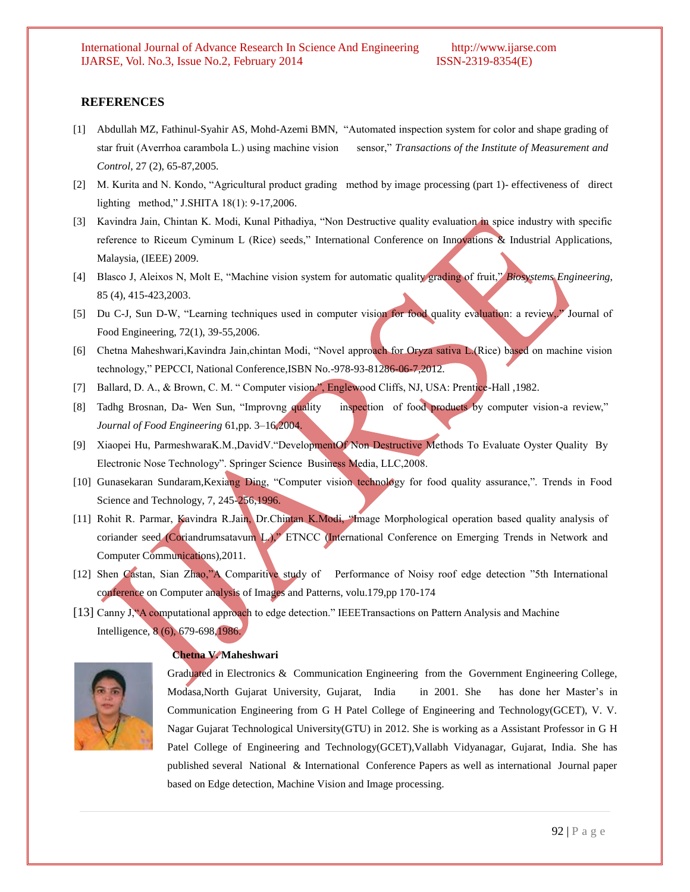## REFERENCES

[1] Abdullah MZ, Fathinul-Syahir AS, Mohd-Azemi BMN, "Automated inspection system for color and shape grading of star fruit (Averrhoa carambola L.) using machine vision sensor," *Transactions of the Institute of Measurement and Control*, 27 (2), 65-87,2005.

[2] M. Kurita and N. Kondo, "Agricultural product grading method by image processing (part 1)- effectiveness of direct lighting method," J.SHITA 18(1): 9-17,2006.

[3] Kavindra Jain, Chintan K. Modi, Kunal Pithadiya, "Non Destructive quality evaluation in spice industry with specific reference to Riceum Cyminum L (Rice) seeds," International Conference on Innovations & Industrial Applications, Malaysia, (IEEE) 2009.

[4] Blasco J, Aleixos N, Molt E, "Machine vision system for automatic quality grading of fruit," *Biosystems Engineering*, 85 (4), 415-423,2003.

[5] Du C-J, Sun D-W, "Learning techniques used in computer vision for food quality evaluation: a review,." Journal of Food Engineering, 72(1), 39-55,2006.

[6] Chetna Maheshwari,Kavindra Jain,chintan Modi, "Novel approach for Oryza sativa L.(Rice) based on machine vision technology," PEPCCI, National Conference,ISBN No.-978-93-81286-06-7,2012.

[7] Ballard, D. A., & Brown, C. M. " Computer vision.", Englewood Cliffs, NJ, USA: Prentice-Hall ,1982.

[8] Tadhg Brosnan, Da- Wen Sun, "Improvng quality inspection of food products by computer vision-a review," *Journal of Food Engineering* 61,pp. 3–16,2004.

[9] Xiaopei Hu, ParmeshwaraK.M.,DavidV."DevelopmentOf Non Destructive Methods To Evaluate Oyster Quality By Electronic Nose Technology". Springer Science Business Media, LLC,2008.

[10] Gunasekaran Sundaram,Kexiang Ding, "Computer vision technology for food quality assurance,". Trends in Food Science and Technology, 7, 245-256,1996.

[11] Rohit R. Parmar, Kavindra R.Jain, Dr.Chintan K.Modi, "Image Morphological operation based quality analysis of coriander seed (Coriandrumsatavum L.)," ETNCC (International Conference on Emerging Trends in Network and Computer Communications),2011.

[12] Shen Castan, Sian Zhao,"A Comparitive study of Performance of Noisy roof edge detection "5th International conference on Computer analysis of Images and Patterns, volu.179,pp 170-174

[13] Canny J,"A computational approach to edge detection." IEEETransactions on Pattern Analysis and Machine Intelligence, 8 (6), 679-698,1986.

**Chetna V. Maheshwari**

Graduated in Electronics & Communication Engineering from the Government Engineering College, Modasa,North Gujarat University, Gujarat, India in 2001. She has done her Master's in Communication Engineering from G H Patel College of Engineering and Technology(GCET), V. V. Nagar Gujarat Technological University(GTU) in 2012. She is working as a Assistant Professor in G H Patel College of Engineering and Technology(GCET),Vallabh Vidyanagar, Gujarat, India. She has published several National & International Conference Papers as well as international Journal paper based on Edge detection, Machine Vision and Image processing.